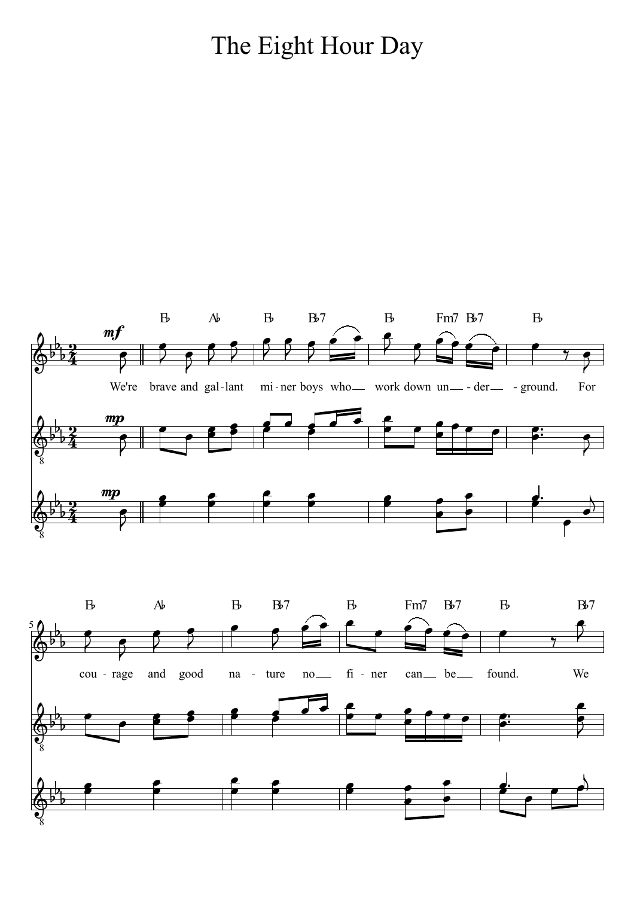# The Eight Hour Day

We're brave and gal-lant mi-ner boys who work down un-der-ground. For

cou-rage and good na-ture no fi-ner can be found. We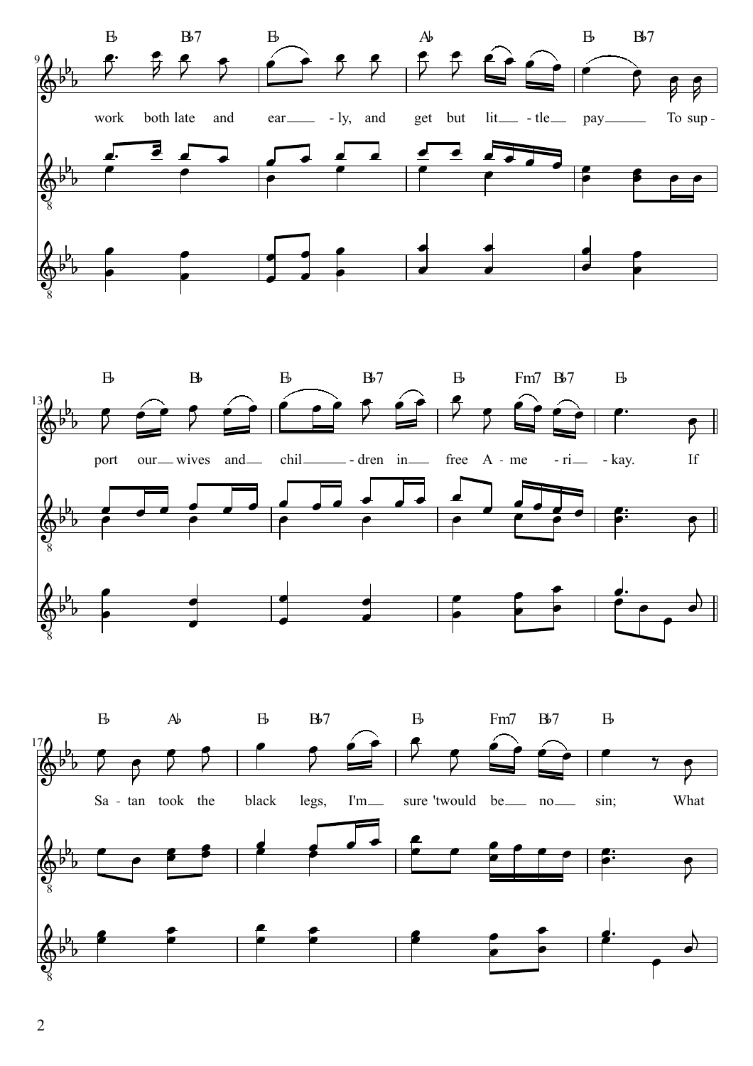work both late and ear-ly, and get but lit-tle pay To sup-

port our wives and chil-dren in free A-me-ri-kay. If

Sa-tan took the black legs, I'm sure 'twould be no sin; What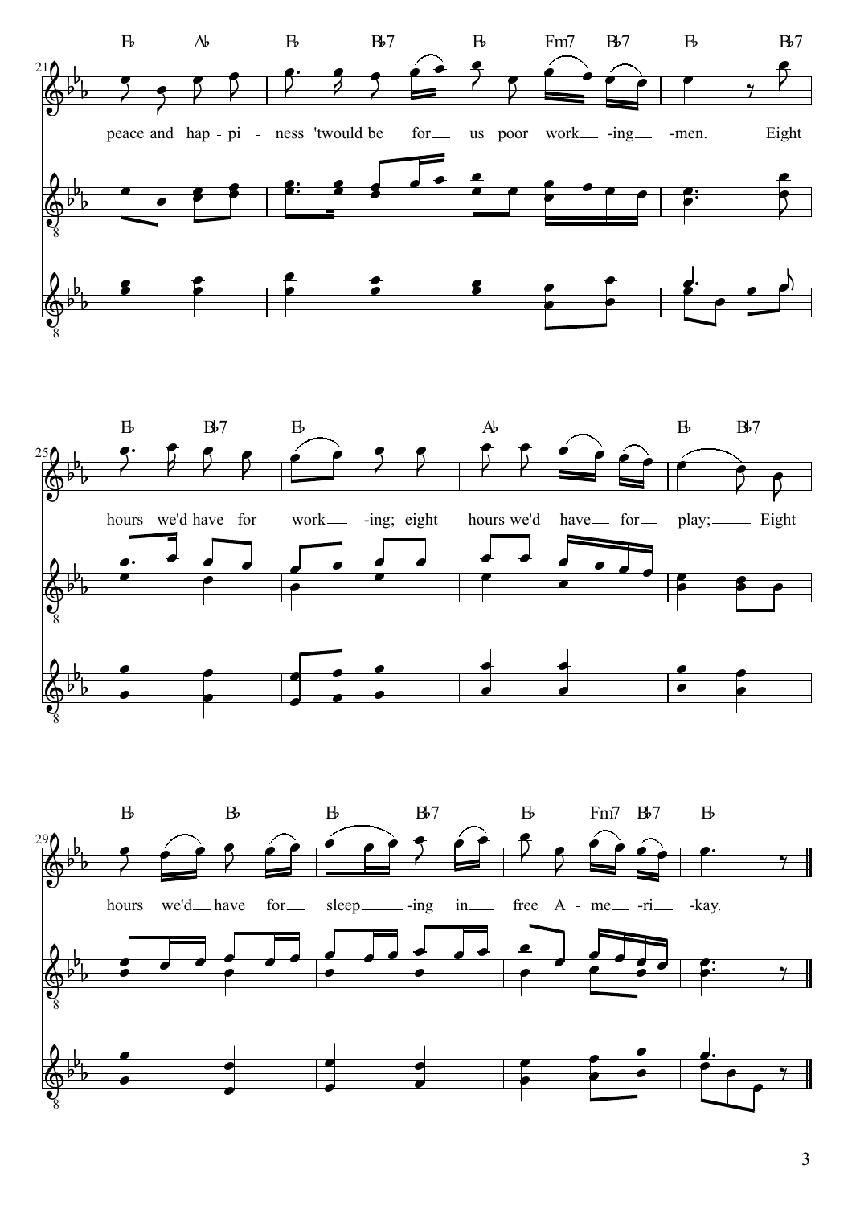peace and hap - pi - ness 'twould be for us poor work - ing - men. Eight

hours we'd have for work - ing; eight hours we'd have for play; Eight

hours we'd have for sleep - ing in free A - me - ri - kay.